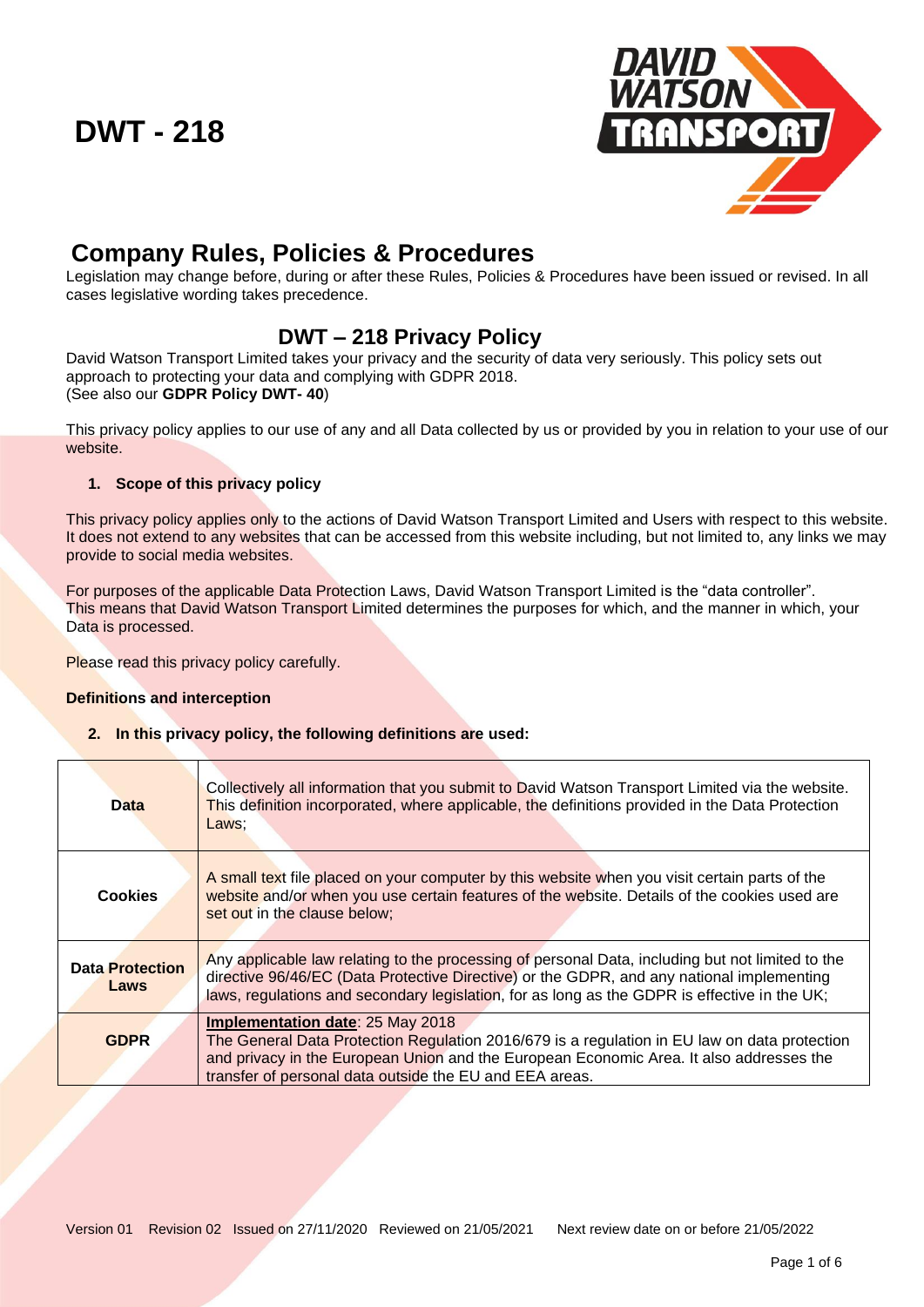# DWT - 218

## Company Rules, Policies & Procedures

Legislation may change before, during or after these Rules, Policies & Procedures have been issued or revised. In all cases legislative wording takes precedence.

## DWT – 218 Privacy Policy

David Watson Transport Limited takes your privacy and the security of data very seriously. This policy sets out approach to protecting your data and complying with GDPR 2018.
(See also our **GDPR Policy DWT- 40**)

This privacy policy applies to our use of any and all Data collected by us or provided by you in relation to your use of our website.

1. **Scope of this privacy policy**

This privacy policy applies only to the actions of David Watson Transport Limited and Users with respect to this website. It does not extend to any websites that can be accessed from this website including, but not limited to, any links we may provide to social media websites.

For purposes of the applicable Data Protection Laws, David Watson Transport Limited is the "data controller". This means that David Watson Transport Limited determines the purposes for which, and the manner in which, your Data is processed.

Please read this privacy policy carefully.

**Definitions and interception**

2. **In this privacy policy, the following definitions are used:**

| | |
|---|---|
| **Data** | Collectively all information that you submit to David Watson Transport Limited via the website. This definition incorporated, where applicable, the definitions provided in the Data Protection Laws; |
| **Cookies** | A small text file placed on your computer by this website when you visit certain parts of the website and/or when you use certain features of the website. Details of the cookies used are set out in the clause below; |
| **Data Protection Laws** | Any applicable law relating to the processing of personal Data, including but not limited to the directive 96/46/EC (Data Protective Directive) or the GDPR, and any national implementing laws, regulations and secondary legislation, for as long as the GDPR is effective in the UK; |
| **GDPR** | **Implementation date**: 25 May 2018 The General Data Protection Regulation 2016/679 is a regulation in EU law on data protection and privacy in the European Union and the European Economic Area. It also addresses the transfer of personal data outside the EU and EEA areas. |

Version 01 Revision 02 Issued on 27/11/2020 Reviewed on 21/05/2021 Next review date on or before 21/05/2022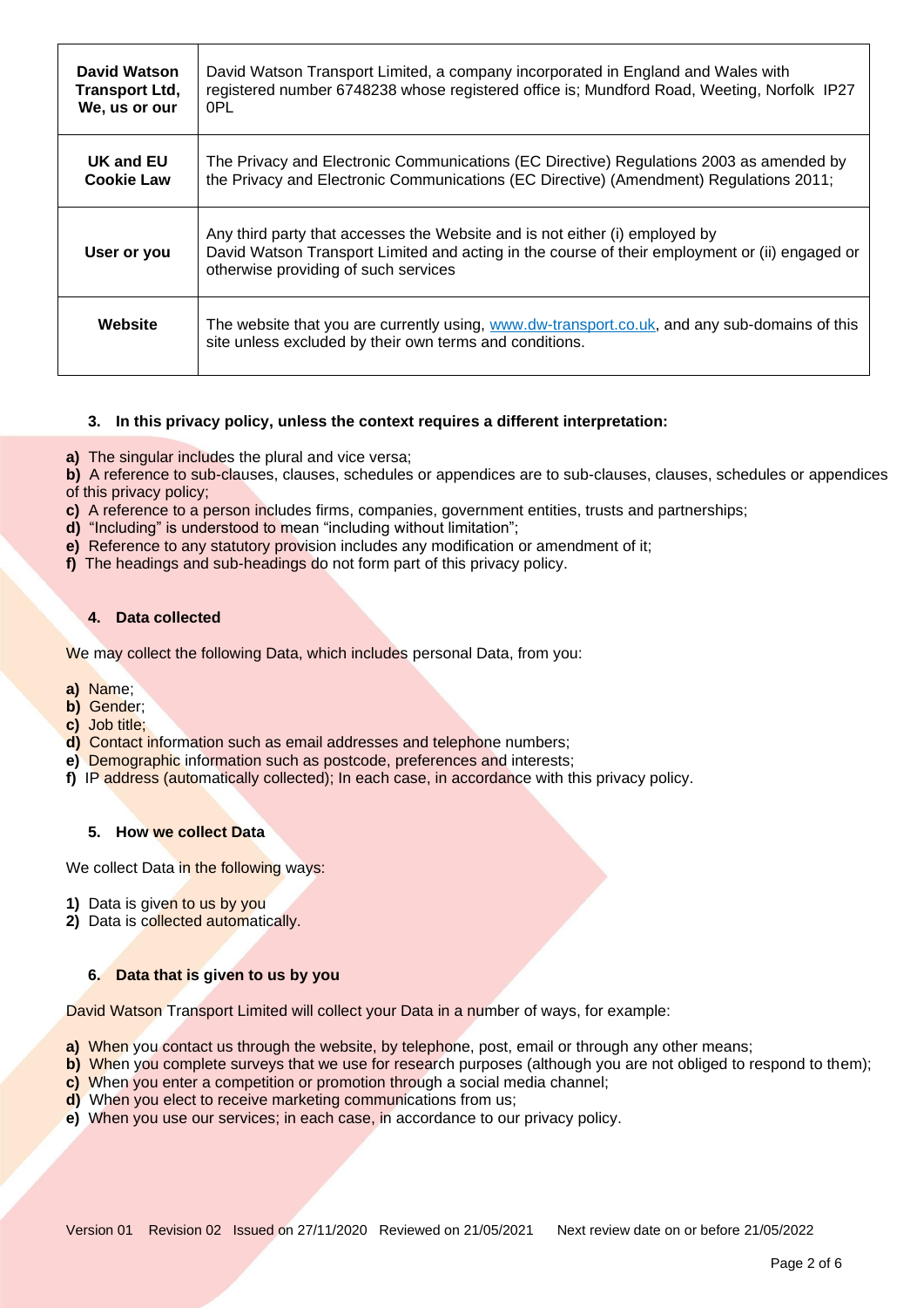| David Watson Transport Ltd, We, us or our | David Watson Transport Limited, a company incorporated in England and Wales with registered number 6748238 whose registered office is; Mundford Road, Weeting, Norfolk IP27 0PL |
|---|---|
| UK and EU Cookie Law | The Privacy and Electronic Communications (EC Directive) Regulations 2003 as amended by the Privacy and Electronic Communications (EC Directive) (Amendment) Regulations 2011; |
| User or you | Any third party that accesses the Website and is not either (i) employed by David Watson Transport Limited and acting in the course of their employment or (ii) engaged or otherwise providing of such services |
| Website | The website that you are currently using, www.dw-transport.co.uk, and any sub-domains of this site unless excluded by their own terms and conditions. |

### 3. In this privacy policy, unless the context requires a different interpretation:

**a)** The singular includes the plural and vice versa;
**b)** A reference to sub-clauses, clauses, schedules or appendices are to sub-clauses, clauses, schedules or appendices of this privacy policy;
**c)** A reference to a person includes firms, companies, government entities, trusts and partnerships;
**d)** "Including" is understood to mean "including without limitation";
**e)** Reference to any statutory provision includes any modification or amendment of it;
**f)** The headings and sub-headings do not form part of this privacy policy.

### 4. Data collected

We may collect the following Data, which includes personal Data, from you:

**a)** Name;
**b)** Gender;
**c)** Job title;
**d)** Contact information such as email addresses and telephone numbers;
**e)** Demographic information such as postcode, preferences and interests;
**f)** IP address (automatically collected); In each case, in accordance with this privacy policy.

### 5. How we collect Data

We collect Data in the following ways:

**1)** Data is given to us by you
**2)** Data is collected automatically.

### 6. Data that is given to us by you

David Watson Transport Limited will collect your Data in a number of ways, for example:

**a)** When you contact us through the website, by telephone, post, email or through any other means;
**b)** When you complete surveys that we use for research purposes (although you are not obliged to respond to them);
**c)** When you enter a competition or promotion through a social media channel;
**d)** When you elect to receive marketing communications from us;
**e)** When you use our services; in each case, in accordance to our privacy policy.

Version 01 Revision 02 Issued on 27/11/2020 Reviewed on 21/05/2021 Next review date on or before 21/05/2022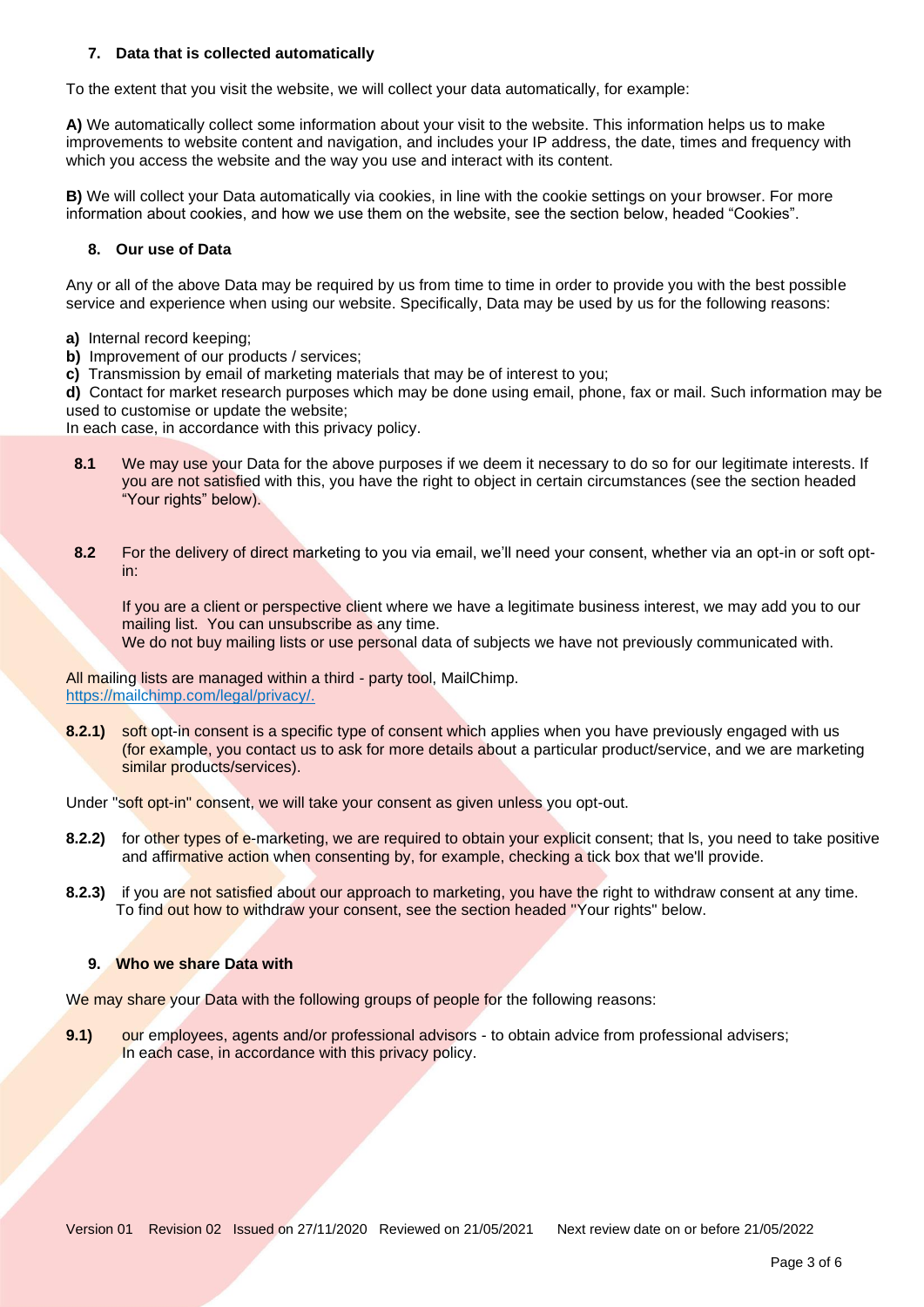## 7. Data that is collected automatically

To the extent that you visit the website, we will collect your data automatically, for example:

**A)** We automatically collect some information about your visit to the website. This information helps us to make improvements to website content and navigation, and includes your IP address, the date, times and frequency with which you access the website and the way you use and interact with its content.

**B)** We will collect your Data automatically via cookies, in line with the cookie settings on your browser. For more information about cookies, and how we use them on the website, see the section below, headed "Cookies".

## 8. Our use of Data

Any or all of the above Data may be required by us from time to time in order to provide you with the best possible service and experience when using our website. Specifically, Data may be used by us for the following reasons:

**a)** Internal record keeping;
**b)** Improvement of our products / services;
**c)** Transmission by email of marketing materials that may be of interest to you;
**d)** Contact for market research purposes which may be done using email, phone, fax or mail. Such information may be used to customise or update the website;
In each case, in accordance with this privacy policy.

**8.1** We may use your Data for the above purposes if we deem it necessary to do so for our legitimate interests. If you are not satisfied with this, you have the right to object in certain circumstances (see the section headed "Your rights" below).

**8.2** For the delivery of direct marketing to you via email, we'll need your consent, whether via an opt-in or soft opt-in:

If you are a client or perspective client where we have a legitimate business interest, we may add you to our mailing list. You can unsubscribe as any time.
We do not buy mailing lists or use personal data of subjects we have not previously communicated with.

All mailing lists are managed within a third - party tool, MailChimp.
https://mailchimp.com/legal/privacy/.

**8.2.1)** soft opt-in consent is a specific type of consent which applies when you have previously engaged with us (for example, you contact us to ask for more details about a particular product/service, and we are marketing similar products/services).

Under "soft opt-in" consent, we will take your consent as given unless you opt-out.

**8.2.2)** for other types of e-marketing, we are required to obtain your explicit consent; that ls, you need to take positive and affirmative action when consenting by, for example, checking a tick box that we'll provide.

**8.2.3)** if you are not satisfied about our approach to marketing, you have the right to withdraw consent at any time. To find out how to withdraw your consent, see the section headed "Your rights" below.

## 9. Who we share Data with

We may share your Data with the following groups of people for the following reasons:

**9.1)** our employees, agents and/or professional advisors - to obtain advice from professional advisers;
In each case, in accordance with this privacy policy.

Version 01 Revision 02 Issued on 27/11/2020 Reviewed on 21/05/2021 Next review date on or before 21/05/2022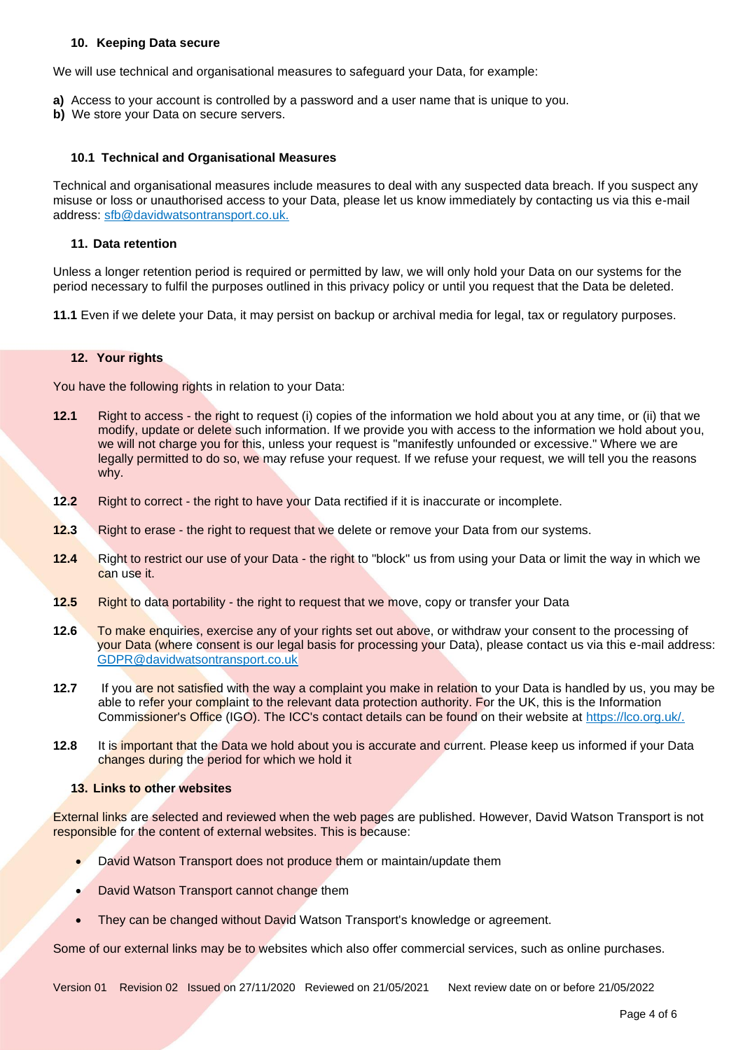## 10. Keeping Data secure

We will use technical and organisational measures to safeguard your Data, for example:

**a)** Access to your account is controlled by a password and a user name that is unique to you.
**b)** We store your Data on secure servers.

### 10.1 Technical and Organisational Measures

Technical and organisational measures include measures to deal with any suspected data breach. If you suspect any misuse or loss or unauthorised access to your Data, please let us know immediately by contacting us via this e-mail address: sfb@davidwatsontransport.co.uk.

## 11. Data retention

Unless a longer retention period is required or permitted by law, we will only hold your Data on our systems for the period necessary to fulfil the purposes outlined in this privacy policy or until you request that the Data be deleted.

**11.1** Even if we delete your Data, it may persist on backup or archival media for legal, tax or regulatory purposes.

## 12. Your rights

You have the following rights in relation to your Data:

**12.1** Right to access - the right to request (i) copies of the information we hold about you at any time, or (ii) that we modify, update or delete such information. If we provide you with access to the information we hold about you, we will not charge you for this, unless your request is "manifestly unfounded or excessive." Where we are legally permitted to do so, we may refuse your request. If we refuse your request, we will tell you the reasons why.

**12.2** Right to correct - the right to have your Data rectified if it is inaccurate or incomplete.

**12.3** Right to erase - the right to request that we delete or remove your Data from our systems.

**12.4** Right to restrict our use of your Data - the right to "block" us from using your Data or limit the way in which we can use it.

**12.5** Right to data portability - the right to request that we move, copy or transfer your Data

**12.6** To make enquiries, exercise any of your rights set out above, or withdraw your consent to the processing of your Data (where consent is our legal basis for processing your Data), please contact us via this e-mail address: GDPR@davidwatsontransport.co.uk

**12.7** If you are not satisfied with the way a complaint you make in relation to your Data is handled by us, you may be able to refer your complaint to the relevant data protection authority. For the UK, this is the Information Commissioner's Office (IGO). The ICC's contact details can be found on their website at https://lco.org.uk/.

**12.8** It is important that the Data we hold about you is accurate and current. Please keep us informed if your Data changes during the period for which we hold it

## 13. Links to other websites

External links are selected and reviewed when the web pages are published. However, David Watson Transport is not responsible for the content of external websites. This is because:

- David Watson Transport does not produce them or maintain/update them
- David Watson Transport cannot change them
- They can be changed without David Watson Transport's knowledge or agreement.

Some of our external links may be to websites which also offer commercial services, such as online purchases.

Version 01 Revision 02 Issued on 27/11/2020 Reviewed on 21/05/2021 Next review date on or before 21/05/2022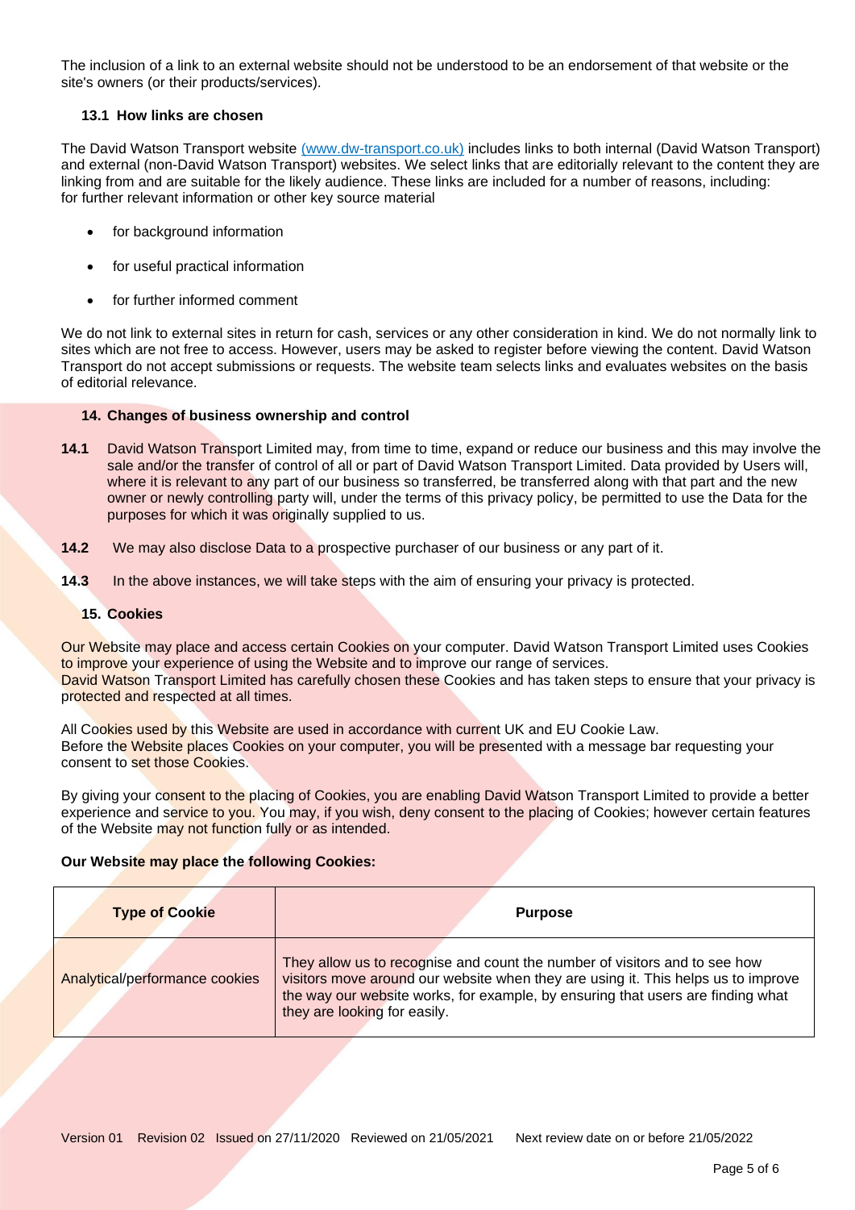The inclusion of a link to an external website should not be understood to be an endorsement of that website or the site's owners (or their products/services).

### 13.1 How links are chosen

The David Watson Transport website [(www.dw-transport.co.uk)](http://www.dw-transport.co.uk) includes links to both internal (David Watson Transport) and external (non-David Watson Transport) websites. We select links that are editorially relevant to the content they are linking from and are suitable for the likely audience. These links are included for a number of reasons, including:
for further relevant information or other key source material

- for background information
- for useful practical information
- for further informed comment

We do not link to external sites in return for cash, services or any other consideration in kind. We do not normally link to sites which are not free to access. However, users may be asked to register before viewing the content. David Watson Transport do not accept submissions or requests. The website team selects links and evaluates websites on the basis of editorial relevance.

## 14. Changes of business ownership and control

**14.1** David Watson Transport Limited may, from time to time, expand or reduce our business and this may involve the sale and/or the transfer of control of all or part of David Watson Transport Limited. Data provided by Users will, where it is relevant to any part of our business so transferred, be transferred along with that part and the new owner or newly controlling party will, under the terms of this privacy policy, be permitted to use the Data for the purposes for which it was originally supplied to us.

**14.2** We may also disclose Data to a prospective purchaser of our business or any part of it.

**14.3** In the above instances, we will take steps with the aim of ensuring your privacy is protected.

## 15. Cookies

Our Website may place and access certain Cookies on your computer. David Watson Transport Limited uses Cookies to improve your experience of using the Website and to improve our range of services.
David Watson Transport Limited has carefully chosen these Cookies and has taken steps to ensure that your privacy is protected and respected at all times.

All Cookies used by this Website are used in accordance with current UK and EU Cookie Law.
Before the Website places Cookies on your computer, you will be presented with a message bar requesting your consent to set those Cookies.

By giving your consent to the placing of Cookies, you are enabling David Watson Transport Limited to provide a better experience and service to you. You may, if you wish, deny consent to the placing of Cookies; however certain features of the Website may not function fully or as intended.

**Our Website may place the following Cookies:**

| Type of Cookie | Purpose |
|---|---|
| Analytical/performance cookies | They allow us to recognise and count the number of visitors and to see how visitors move around our website when they are using it. This helps us to improve the way our website works, for example, by ensuring that users are finding what they are looking for easily. |

Version 01 Revision 02 Issued on 27/11/2020 Reviewed on 21/05/2021 Next review date on or before 21/05/2022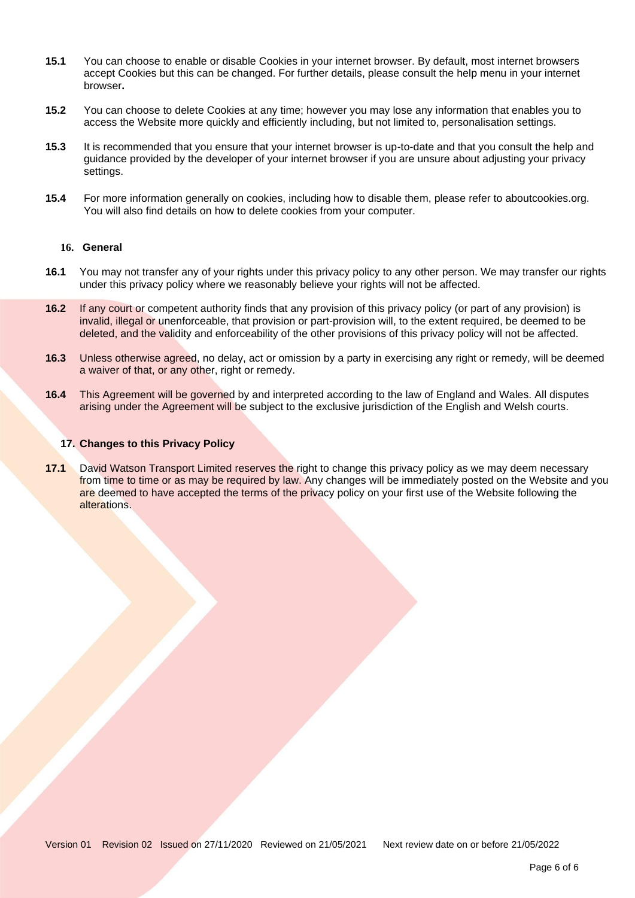**15.1** You can choose to enable or disable Cookies in your internet browser. By default, most internet browsers accept Cookies but this can be changed. For further details, please consult the help menu in your internet browser**.**

**15.2** You can choose to delete Cookies at any time; however you may lose any information that enables you to access the Website more quickly and efficiently including, but not limited to, personalisation settings.

**15.3** It is recommended that you ensure that your internet browser is up-to-date and that you consult the help and guidance provided by the developer of your internet browser if you are unsure about adjusting your privacy settings.

**15.4** For more information generally on cookies, including how to disable them, please refer to aboutcookies.org. You will also find details on how to delete cookies from your computer.

## 16. General

**16.1** You may not transfer any of your rights under this privacy policy to any other person. We may transfer our rights under this privacy policy where we reasonably believe your rights will not be affected.

**16.2** If any court or competent authority finds that any provision of this privacy policy (or part of any provision) is invalid, illegal or unenforceable, that provision or part-provision will, to the extent required, be deemed to be deleted, and the validity and enforceability of the other provisions of this privacy policy will not be affected.

**16.3** Unless otherwise agreed, no delay, act or omission by a party in exercising any right or remedy, will be deemed a waiver of that, or any other, right or remedy.

**16.4** This Agreement will be governed by and interpreted according to the law of England and Wales. All disputes arising under the Agreement will be subject to the exclusive jurisdiction of the English and Welsh courts.

## 17. Changes to this Privacy Policy

**17.1** David Watson Transport Limited reserves the right to change this privacy policy as we may deem necessary from time to time or as may be required by law. Any changes will be immediately posted on the Website and you are deemed to have accepted the terms of the privacy policy on your first use of the Website following the alterations.

Version 01 Revision 02 Issued on 27/11/2020 Reviewed on 21/05/2021 Next review date on or before 21/05/2022